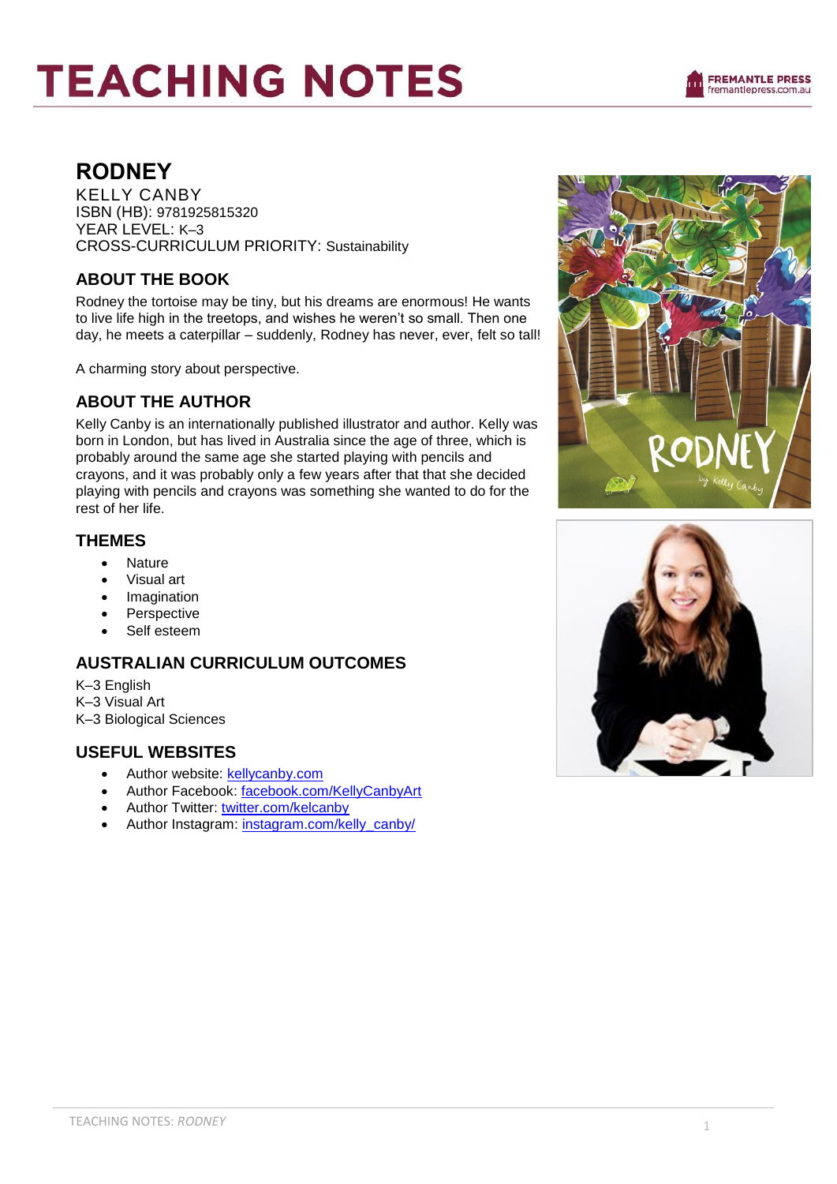# TEACHING NOTES

## RODNEY

KELLY CANBY
ISBN (HB): 9781925815320
YEAR LEVEL: K–3
CROSS-CURRICULUM PRIORITY: Sustainability

### ABOUT THE BOOK

Rodney the tortoise may be tiny, but his dreams are enormous! He wants to live life high in the treetops, and wishes he weren't so small. Then one day, he meets a caterpillar – suddenly, Rodney has never, ever, felt so tall!

A charming story about perspective.

### ABOUT THE AUTHOR

Kelly Canby is an internationally published illustrator and author. Kelly was born in London, but has lived in Australia since the age of three, which is probably around the same age she started playing with pencils and crayons, and it was probably only a few years after that that she decided playing with pencils and crayons was something she wanted to do for the rest of her life.

### THEMES

- Nature
- Visual art
- Imagination
- Perspective
- Self esteem

### AUSTRALIAN CURRICULUM OUTCOMES

K–3 English
K–3 Visual Art
K–3 Biological Sciences

### USEFUL WEBSITES

- Author website: kellycanby.com
- Author Facebook: facebook.com/KellyCanbyArt
- Author Twitter: twitter.com/kelcanby
- Author Instagram: instagram.com/kelly_canby/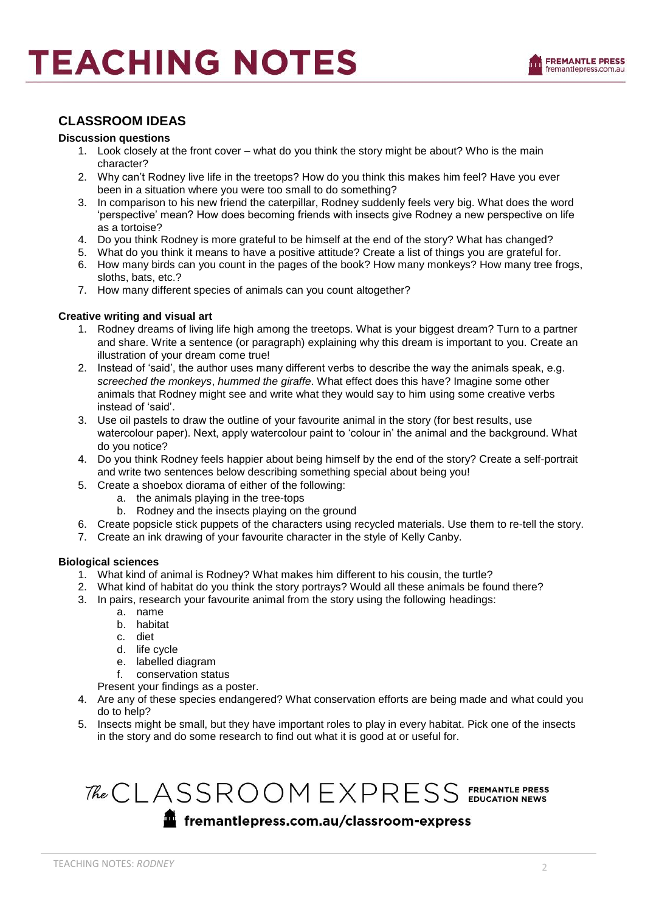## CLASSROOM IDEAS

### Discussion questions

1. Look closely at the front cover – what do you think the story might be about? Who is the main character?
2. Why can't Rodney live life in the treetops? How do you think this makes him feel? Have you ever been in a situation where you were too small to do something?
3. In comparison to his new friend the caterpillar, Rodney suddenly feels very big. What does the word 'perspective' mean? How does becoming friends with insects give Rodney a new perspective on life as a tortoise?
4. Do you think Rodney is more grateful to be himself at the end of the story? What has changed?
5. What do you think it means to have a positive attitude? Create a list of things you are grateful for.
6. How many birds can you count in the pages of the book? How many monkeys? How many tree frogs, sloths, bats, etc.?
7. How many different species of animals can you count altogether?

### Creative writing and visual art

1. Rodney dreams of living life high among the treetops. What is your biggest dream? Turn to a partner and share. Write a sentence (or paragraph) explaining why this dream is important to you. Create an illustration of your dream come true!
2. Instead of 'said', the author uses many different verbs to describe the way the animals speak, e.g. *screeched the monkeys*, *hummed the giraffe*. What effect does this have? Imagine some other animals that Rodney might see and write what they would say to him using some creative verbs instead of 'said'.
3. Use oil pastels to draw the outline of your favourite animal in the story (for best results, use watercolour paper). Next, apply watercolour paint to 'colour in' the animal and the background. What do you notice?
4. Do you think Rodney feels happier about being himself by the end of the story? Create a self-portrait and write two sentences below describing something special about being you!
5. Create a shoebox diorama of either of the following:
   a. the animals playing in the tree-tops
   b. Rodney and the insects playing on the ground
6. Create popsicle stick puppets of the characters using recycled materials. Use them to re-tell the story.
7. Create an ink drawing of your favourite character in the style of Kelly Canby.

### Biological sciences

1. What kind of animal is Rodney? What makes him different to his cousin, the turtle?
2. What kind of habitat do you think the story portrays? Would all these animals be found there?
3. In pairs, research your favourite animal from the story using the following headings:
   a. name
   b. habitat
   c. diet
   d. life cycle
   e. labelled diagram
   f. conservation status

   Present your findings as a poster.
4. Are any of these species endangered? What conservation efforts are being made and what could you do to help?
5. Insects might be small, but they have important roles to play in every habitat. Pick one of the insects in the story and do some research to find out what it is good at or useful for.

The CLASSROOM EXPRESS FREMANTLE PRESS EDUCATION NEWS

fremantlepress.com.au/classroom-express